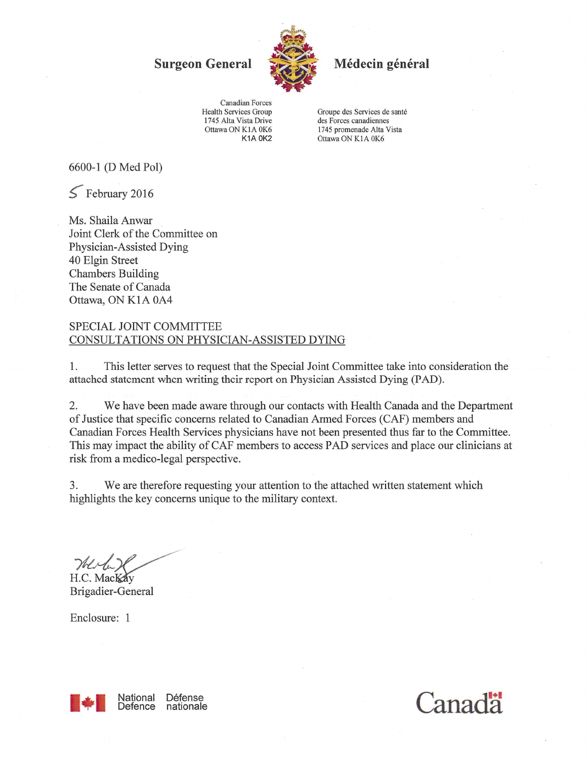**Surgeon General** | **Médecin général**

Canadian Forces
Health Services Group
1745 Alta Vista Drive
Ottawa ON K1A 0K6
K1A 0K2

Groupe des Services de santé
des Forces canadiennes
1745 promenade Alta Vista
Ottawa ON K1A 0K6

6600-1 (D Med Pol)

5 February 2016

Ms. Shaila Anwar
Joint Clerk of the Committee on
Physician-Assisted Dying
40 Elgin Street
Chambers Building
The Senate of Canada
Ottawa, ON K1A 0A4

SPECIAL JOINT COMMITTEE
CONSULTATIONS ON PHYSICIAN-ASSISTED DYING

1. This letter serves to request that the Special Joint Committee take into consideration the attached statement when writing their report on Physician Assisted Dying (PAD).

2. We have been made aware through our contacts with Health Canada and the Department of Justice that specific concerns related to Canadian Armed Forces (CAF) members and Canadian Forces Health Services physicians have not been presented thus far to the Committee. This may impact the ability of CAF members to access PAD services and place our clinicians at risk from a medico-legal perspective.

3. We are therefore requesting your attention to the attached written statement which highlights the key concerns unique to the military context.

H.C. MacKay
Brigadier-General

Enclosure: 1

National Defence | Défense nationale

Canada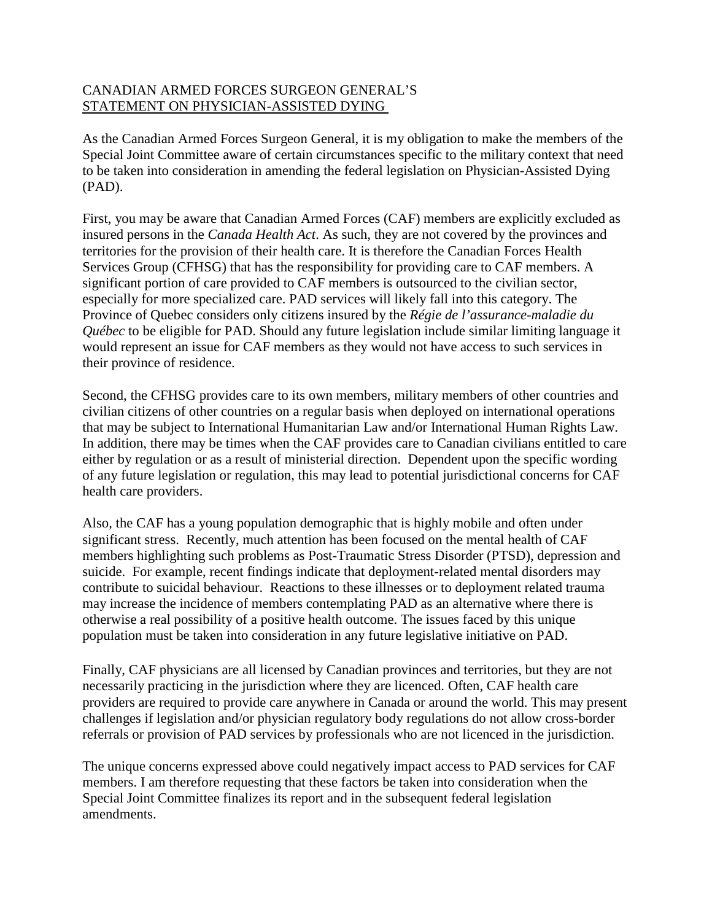CANADIAN ARMED FORCES SURGEON GENERAL'S
STATEMENT ON PHYSICIAN-ASSISTED DYING

As the Canadian Armed Forces Surgeon General, it is my obligation to make the members of the Special Joint Committee aware of certain circumstances specific to the military context that need to be taken into consideration in amending the federal legislation on Physician-Assisted Dying (PAD).

First, you may be aware that Canadian Armed Forces (CAF) members are explicitly excluded as insured persons in the *Canada Health Act*. As such, they are not covered by the provinces and territories for the provision of their health care. It is therefore the Canadian Forces Health Services Group (CFHSG) that has the responsibility for providing care to CAF members. A significant portion of care provided to CAF members is outsourced to the civilian sector, especially for more specialized care. PAD services will likely fall into this category. The Province of Quebec considers only citizens insured by the *Régie de l'assurance-maladie du Québec* to be eligible for PAD. Should any future legislation include similar limiting language it would represent an issue for CAF members as they would not have access to such services in their province of residence.

Second, the CFHSG provides care to its own members, military members of other countries and civilian citizens of other countries on a regular basis when deployed on international operations that may be subject to International Humanitarian Law and/or International Human Rights Law. In addition, there may be times when the CAF provides care to Canadian civilians entitled to care either by regulation or as a result of ministerial direction. Dependent upon the specific wording of any future legislation or regulation, this may lead to potential jurisdictional concerns for CAF health care providers.

Also, the CAF has a young population demographic that is highly mobile and often under significant stress. Recently, much attention has been focused on the mental health of CAF members highlighting such problems as Post-Traumatic Stress Disorder (PTSD), depression and suicide. For example, recent findings indicate that deployment-related mental disorders may contribute to suicidal behaviour. Reactions to these illnesses or to deployment related trauma may increase the incidence of members contemplating PAD as an alternative where there is otherwise a real possibility of a positive health outcome. The issues faced by this unique population must be taken into consideration in any future legislative initiative on PAD.

Finally, CAF physicians are all licensed by Canadian provinces and territories, but they are not necessarily practicing in the jurisdiction where they are licenced. Often, CAF health care providers are required to provide care anywhere in Canada or around the world. This may present challenges if legislation and/or physician regulatory body regulations do not allow cross-border referrals or provision of PAD services by professionals who are not licenced in the jurisdiction.

The unique concerns expressed above could negatively impact access to PAD services for CAF members. I am therefore requesting that these factors be taken into consideration when the Special Joint Committee finalizes its report and in the subsequent federal legislation amendments.